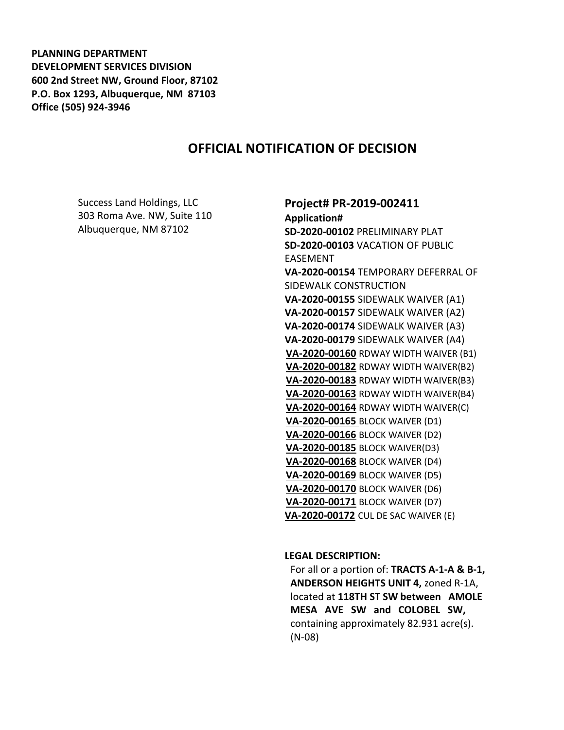**PLANNING DEPARTMENT**
**DEVELOPMENT SERVICES DIVISION**
**600 2nd Street NW, Ground Floor, 87102**
**P.O. Box 1293, Albuquerque, NM 87103**
**Office (505) 924-3946**

# OFFICIAL NOTIFICATION OF DECISION

Success Land Holdings, LLC
303 Roma Ave. NW, Suite 110
Albuquerque, NM 87102

## Project# PR-2019-002411

**Application#**
**SD-2020-00102** PRELIMINARY PLAT
**SD-2020-00103** VACATION OF PUBLIC EASEMENT
**VA-2020-00154** TEMPORARY DEFERRAL OF SIDEWALK CONSTRUCTION
**VA-2020-00155** SIDEWALK WAIVER (A1)
**VA-2020-00157** SIDEWALK WAIVER (A2)
**VA-2020-00174** SIDEWALK WAIVER (A3)
**VA-2020-00179** SIDEWALK WAIVER (A4)
**VA-2020-00160** RDWAY WIDTH WAIVER (B1)
**VA-2020-00182** RDWAY WIDTH WAIVER(B2)
**VA-2020-00183** RDWAY WIDTH WAIVER(B3)
**VA-2020-00163** RDWAY WIDTH WAIVER(B4)
**VA-2020-00164** RDWAY WIDTH WAIVER(C)
**VA-2020-00165** BLOCK WAIVER (D1)
**VA-2020-00166** BLOCK WAIVER (D2)
**VA-2020-00185** BLOCK WAIVER(D3)
**VA-2020-00168** BLOCK WAIVER (D4)
**VA-2020-00169** BLOCK WAIVER (D5)
**VA-2020-00170** BLOCK WAIVER (D6)
**VA-2020-00171** BLOCK WAIVER (D7)
**VA-2020-00172** CUL DE SAC WAIVER (E)

**LEGAL DESCRIPTION:**
For all or a portion of: **TRACTS A-1-A & B-1, ANDERSON HEIGHTS UNIT 4,** zoned R-1A, located at **118TH ST SW between AMOLE MESA AVE SW and COLOBEL SW,** containing approximately 82.931 acre(s). (N-08)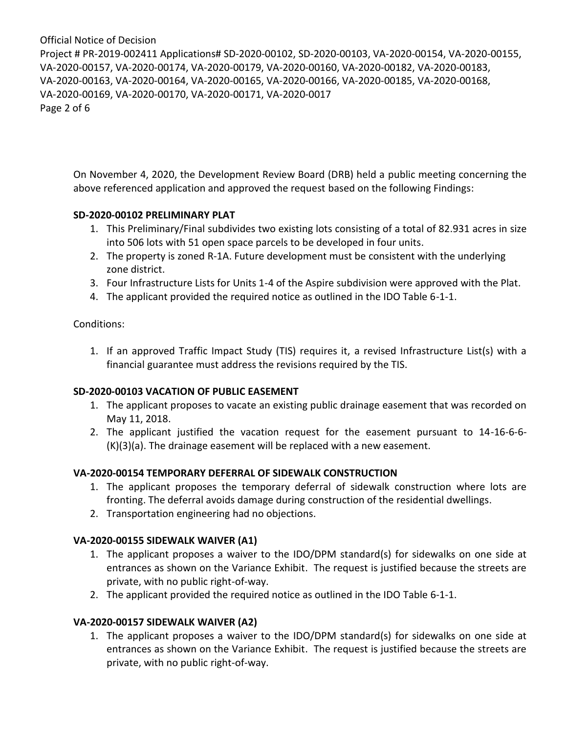On November 4, 2020, the Development Review Board (DRB) held a public meeting concerning the above referenced application and approved the request based on the following Findings:

**SD-2020-00102 PRELIMINARY PLAT**

1. This Preliminary/Final subdivides two existing lots consisting of a total of 82.931 acres in size into 506 lots with 51 open space parcels to be developed in four units.
2. The property is zoned R-1A. Future development must be consistent with the underlying zone district.
3. Four Infrastructure Lists for Units 1-4 of the Aspire subdivision were approved with the Plat.
4. The applicant provided the required notice as outlined in the IDO Table 6-1-1.

Conditions:

1. If an approved Traffic Impact Study (TIS) requires it, a revised Infrastructure List(s) with a financial guarantee must address the revisions required by the TIS.

**SD-2020-00103 VACATION OF PUBLIC EASEMENT**

1. The applicant proposes to vacate an existing public drainage easement that was recorded on May 11, 2018.
2. The applicant justified the vacation request for the easement pursuant to 14-16-6-6-(K)(3)(a). The drainage easement will be replaced with a new easement.

**VA-2020-00154 TEMPORARY DEFERRAL OF SIDEWALK CONSTRUCTION**

1. The applicant proposes the temporary deferral of sidewalk construction where lots are fronting. The deferral avoids damage during construction of the residential dwellings.
2. Transportation engineering had no objections.

**VA-2020-00155 SIDEWALK WAIVER (A1)**

1. The applicant proposes a waiver to the IDO/DPM standard(s) for sidewalks on one side at entrances as shown on the Variance Exhibit. The request is justified because the streets are private, with no public right-of-way.
2. The applicant provided the required notice as outlined in the IDO Table 6-1-1.

**VA-2020-00157 SIDEWALK WAIVER (A2)**

1. The applicant proposes a waiver to the IDO/DPM standard(s) for sidewalks on one side at entrances as shown on the Variance Exhibit. The request is justified because the streets are private, with no public right-of-way.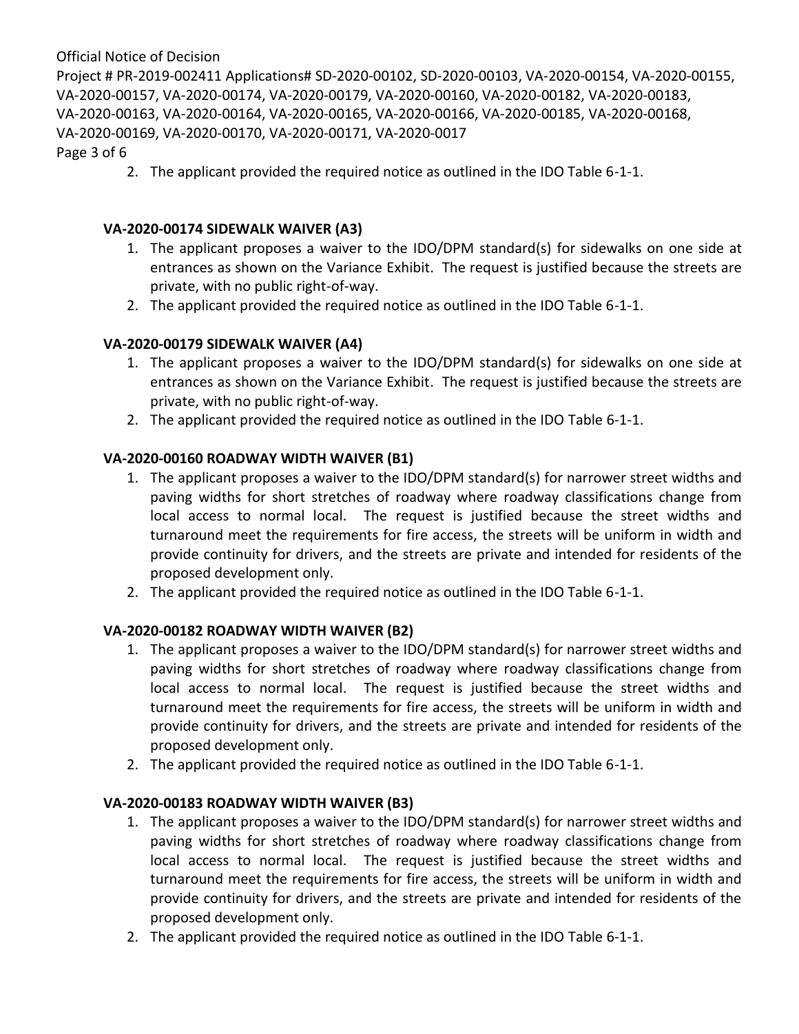2. The applicant provided the required notice as outlined in the IDO Table 6-1-1.

**VA-2020-00174 SIDEWALK WAIVER (A3)**

1. The applicant proposes a waiver to the IDO/DPM standard(s) for sidewalks on one side at entrances as shown on the Variance Exhibit. The request is justified because the streets are private, with no public right-of-way.
2. The applicant provided the required notice as outlined in the IDO Table 6-1-1.

**VA-2020-00179 SIDEWALK WAIVER (A4)**

1. The applicant proposes a waiver to the IDO/DPM standard(s) for sidewalks on one side at entrances as shown on the Variance Exhibit. The request is justified because the streets are private, with no public right-of-way.
2. The applicant provided the required notice as outlined in the IDO Table 6-1-1.

**VA-2020-00160 ROADWAY WIDTH WAIVER (B1)**

1. The applicant proposes a waiver to the IDO/DPM standard(s) for narrower street widths and paving widths for short stretches of roadway where roadway classifications change from local access to normal local. The request is justified because the street widths and turnaround meet the requirements for fire access, the streets will be uniform in width and provide continuity for drivers, and the streets are private and intended for residents of the proposed development only.
2. The applicant provided the required notice as outlined in the IDO Table 6-1-1.

**VA-2020-00182 ROADWAY WIDTH WAIVER (B2)**

1. The applicant proposes a waiver to the IDO/DPM standard(s) for narrower street widths and paving widths for short stretches of roadway where roadway classifications change from local access to normal local. The request is justified because the street widths and turnaround meet the requirements for fire access, the streets will be uniform in width and provide continuity for drivers, and the streets are private and intended for residents of the proposed development only.
2. The applicant provided the required notice as outlined in the IDO Table 6-1-1.

**VA-2020-00183 ROADWAY WIDTH WAIVER (B3)**

1. The applicant proposes a waiver to the IDO/DPM standard(s) for narrower street widths and paving widths for short stretches of roadway where roadway classifications change from local access to normal local. The request is justified because the street widths and turnaround meet the requirements for fire access, the streets will be uniform in width and provide continuity for drivers, and the streets are private and intended for residents of the proposed development only.
2. The applicant provided the required notice as outlined in the IDO Table 6-1-1.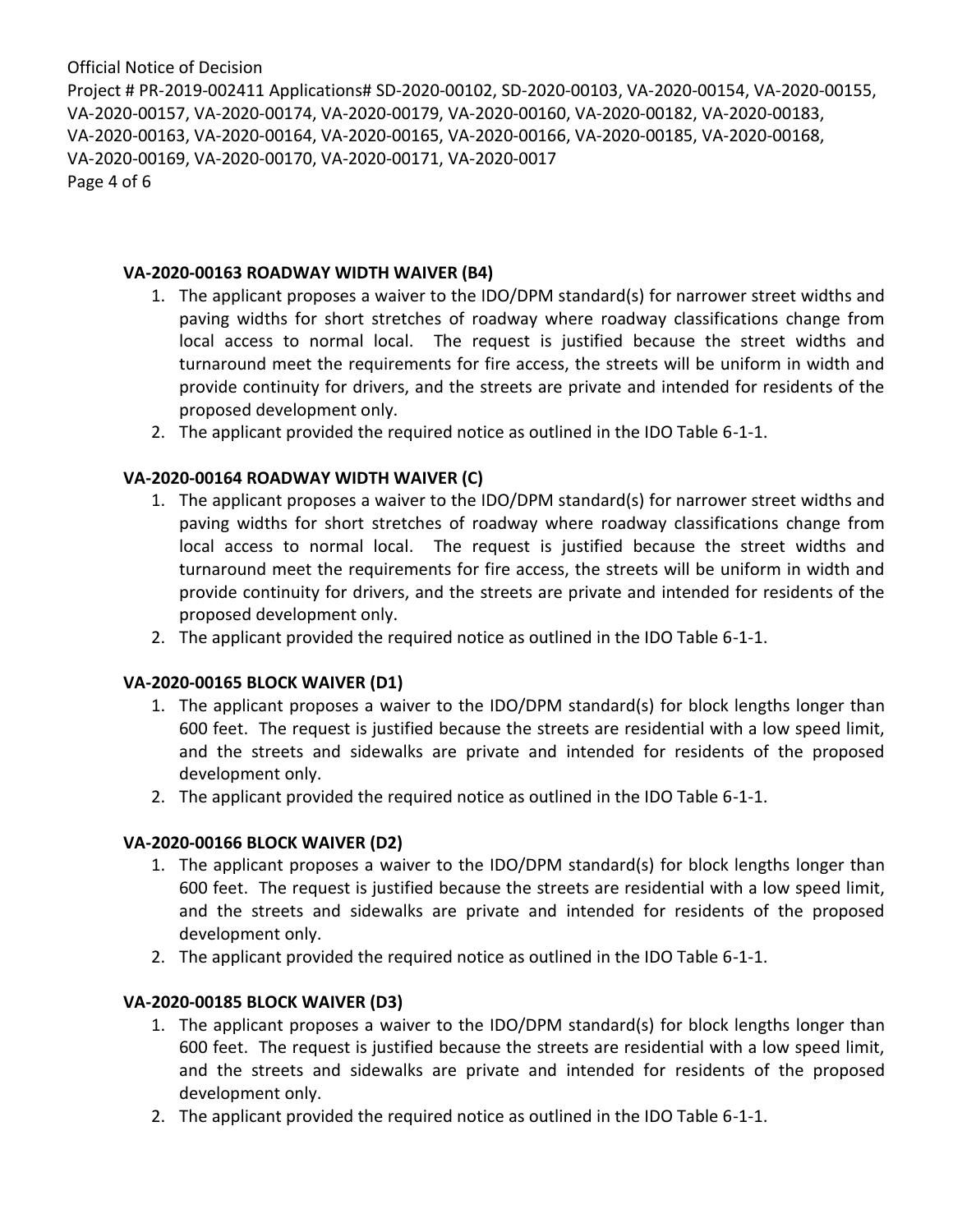### VA-2020-00163 ROADWAY WIDTH WAIVER (B4)

1. The applicant proposes a waiver to the IDO/DPM standard(s) for narrower street widths and paving widths for short stretches of roadway where roadway classifications change from local access to normal local. The request is justified because the street widths and turnaround meet the requirements for fire access, the streets will be uniform in width and provide continuity for drivers, and the streets are private and intended for residents of the proposed development only.
2. The applicant provided the required notice as outlined in the IDO Table 6-1-1.

### VA-2020-00164 ROADWAY WIDTH WAIVER (C)

1. The applicant proposes a waiver to the IDO/DPM standard(s) for narrower street widths and paving widths for short stretches of roadway where roadway classifications change from local access to normal local. The request is justified because the street widths and turnaround meet the requirements for fire access, the streets will be uniform in width and provide continuity for drivers, and the streets are private and intended for residents of the proposed development only.
2. The applicant provided the required notice as outlined in the IDO Table 6-1-1.

### VA-2020-00165 BLOCK WAIVER (D1)

1. The applicant proposes a waiver to the IDO/DPM standard(s) for block lengths longer than 600 feet. The request is justified because the streets are residential with a low speed limit, and the streets and sidewalks are private and intended for residents of the proposed development only.
2. The applicant provided the required notice as outlined in the IDO Table 6-1-1.

### VA-2020-00166 BLOCK WAIVER (D2)

1. The applicant proposes a waiver to the IDO/DPM standard(s) for block lengths longer than 600 feet. The request is justified because the streets are residential with a low speed limit, and the streets and sidewalks are private and intended for residents of the proposed development only.
2. The applicant provided the required notice as outlined in the IDO Table 6-1-1.

### VA-2020-00185 BLOCK WAIVER (D3)

1. The applicant proposes a waiver to the IDO/DPM standard(s) for block lengths longer than 600 feet. The request is justified because the streets are residential with a low speed limit, and the streets and sidewalks are private and intended for residents of the proposed development only.
2. The applicant provided the required notice as outlined in the IDO Table 6-1-1.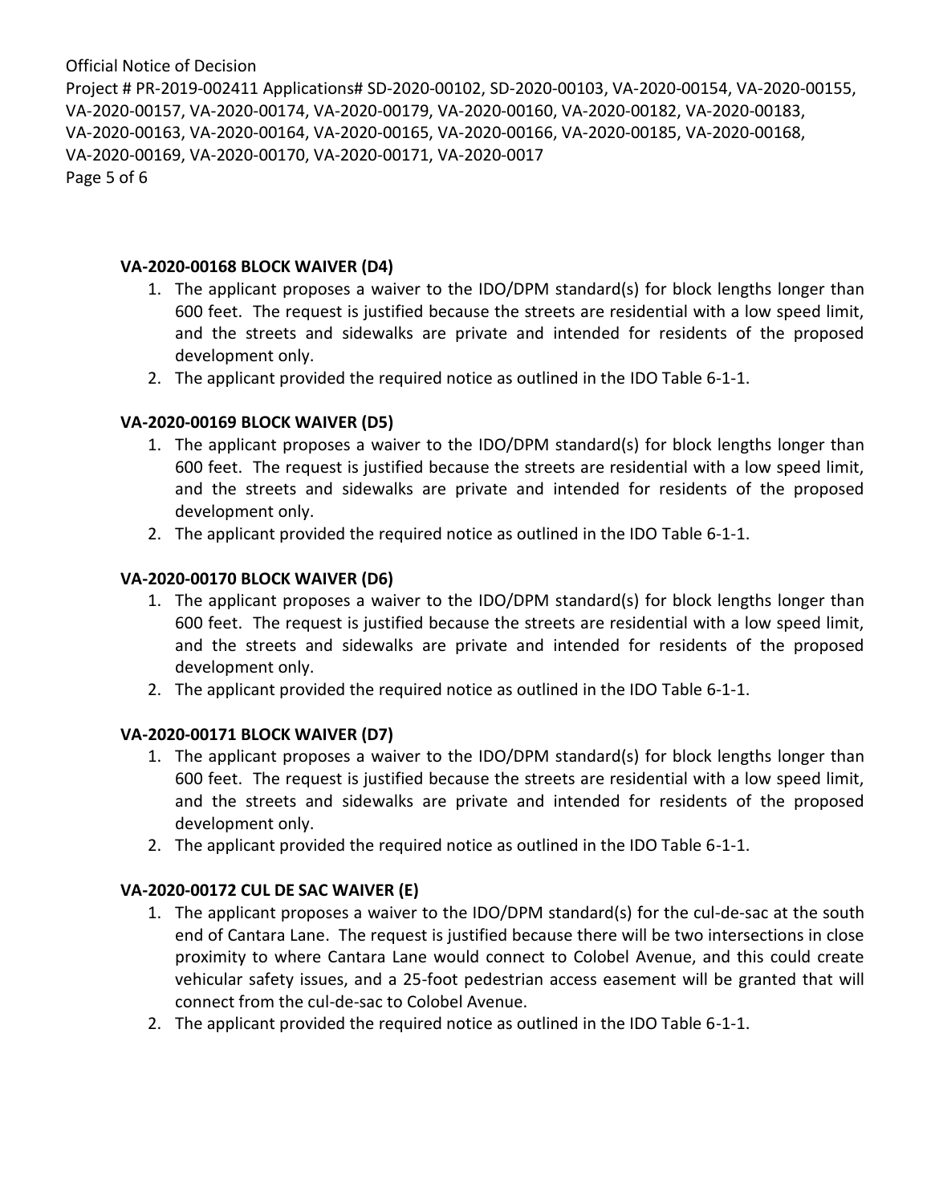### VA-2020-00168 BLOCK WAIVER (D4)

1. The applicant proposes a waiver to the IDO/DPM standard(s) for block lengths longer than 600 feet. The request is justified because the streets are residential with a low speed limit, and the streets and sidewalks are private and intended for residents of the proposed development only.
2. The applicant provided the required notice as outlined in the IDO Table 6-1-1.

### VA-2020-00169 BLOCK WAIVER (D5)

1. The applicant proposes a waiver to the IDO/DPM standard(s) for block lengths longer than 600 feet. The request is justified because the streets are residential with a low speed limit, and the streets and sidewalks are private and intended for residents of the proposed development only.
2. The applicant provided the required notice as outlined in the IDO Table 6-1-1.

### VA-2020-00170 BLOCK WAIVER (D6)

1. The applicant proposes a waiver to the IDO/DPM standard(s) for block lengths longer than 600 feet. The request is justified because the streets are residential with a low speed limit, and the streets and sidewalks are private and intended for residents of the proposed development only.
2. The applicant provided the required notice as outlined in the IDO Table 6-1-1.

### VA-2020-00171 BLOCK WAIVER (D7)

1. The applicant proposes a waiver to the IDO/DPM standard(s) for block lengths longer than 600 feet. The request is justified because the streets are residential with a low speed limit, and the streets and sidewalks are private and intended for residents of the proposed development only.
2. The applicant provided the required notice as outlined in the IDO Table 6-1-1.

### VA-2020-00172 CUL DE SAC WAIVER (E)

1. The applicant proposes a waiver to the IDO/DPM standard(s) for the cul-de-sac at the south end of Cantara Lane. The request is justified because there will be two intersections in close proximity to where Cantara Lane would connect to Colobel Avenue, and this could create vehicular safety issues, and a 25-foot pedestrian access easement will be granted that will connect from the cul-de-sac to Colobel Avenue.
2. The applicant provided the required notice as outlined in the IDO Table 6-1-1.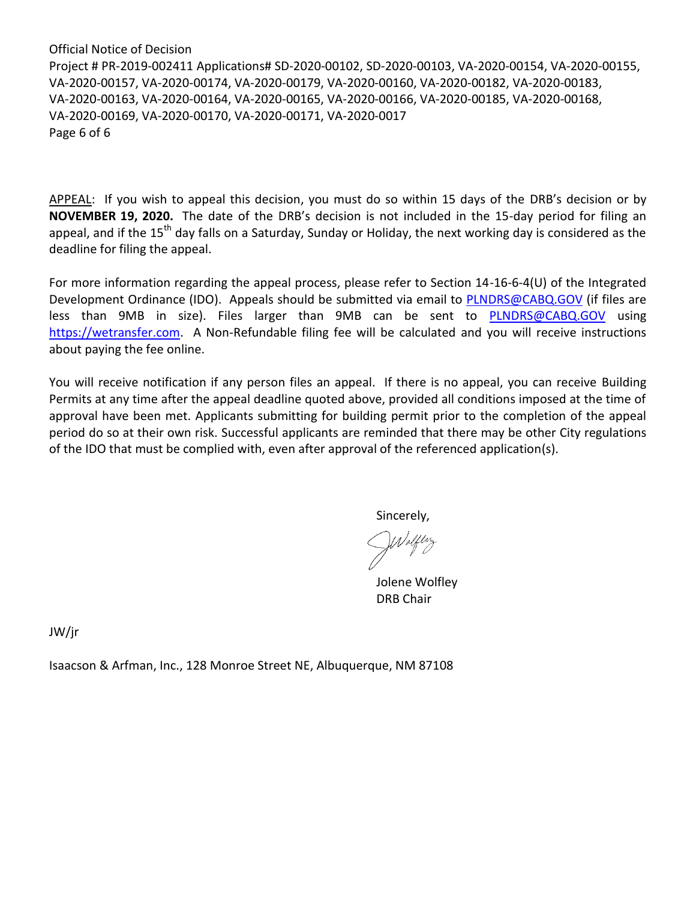APPEAL: If you wish to appeal this decision, you must do so within 15 days of the DRB's decision or by **NOVEMBER 19, 2020.** The date of the DRB's decision is not included in the 15-day period for filing an appeal, and if the 15th day falls on a Saturday, Sunday or Holiday, the next working day is considered as the deadline for filing the appeal.

For more information regarding the appeal process, please refer to Section 14-16-6-4(U) of the Integrated Development Ordinance (IDO). Appeals should be submitted via email to PLNDRS@CABQ.GOV (if files are less than 9MB in size). Files larger than 9MB can be sent to PLNDRS@CABQ.GOV using https://wetransfer.com. A Non-Refundable filing fee will be calculated and you will receive instructions about paying the fee online.

You will receive notification if any person files an appeal. If there is no appeal, you can receive Building Permits at any time after the appeal deadline quoted above, provided all conditions imposed at the time of approval have been met. Applicants submitting for building permit prior to the completion of the appeal period do so at their own risk. Successful applicants are reminded that there may be other City regulations of the IDO that must be complied with, even after approval of the referenced application(s).

Sincerely,

Jolene Wolfley
DRB Chair

JW/jr

Isaacson & Arfman, Inc., 128 Monroe Street NE, Albuquerque, NM 87108